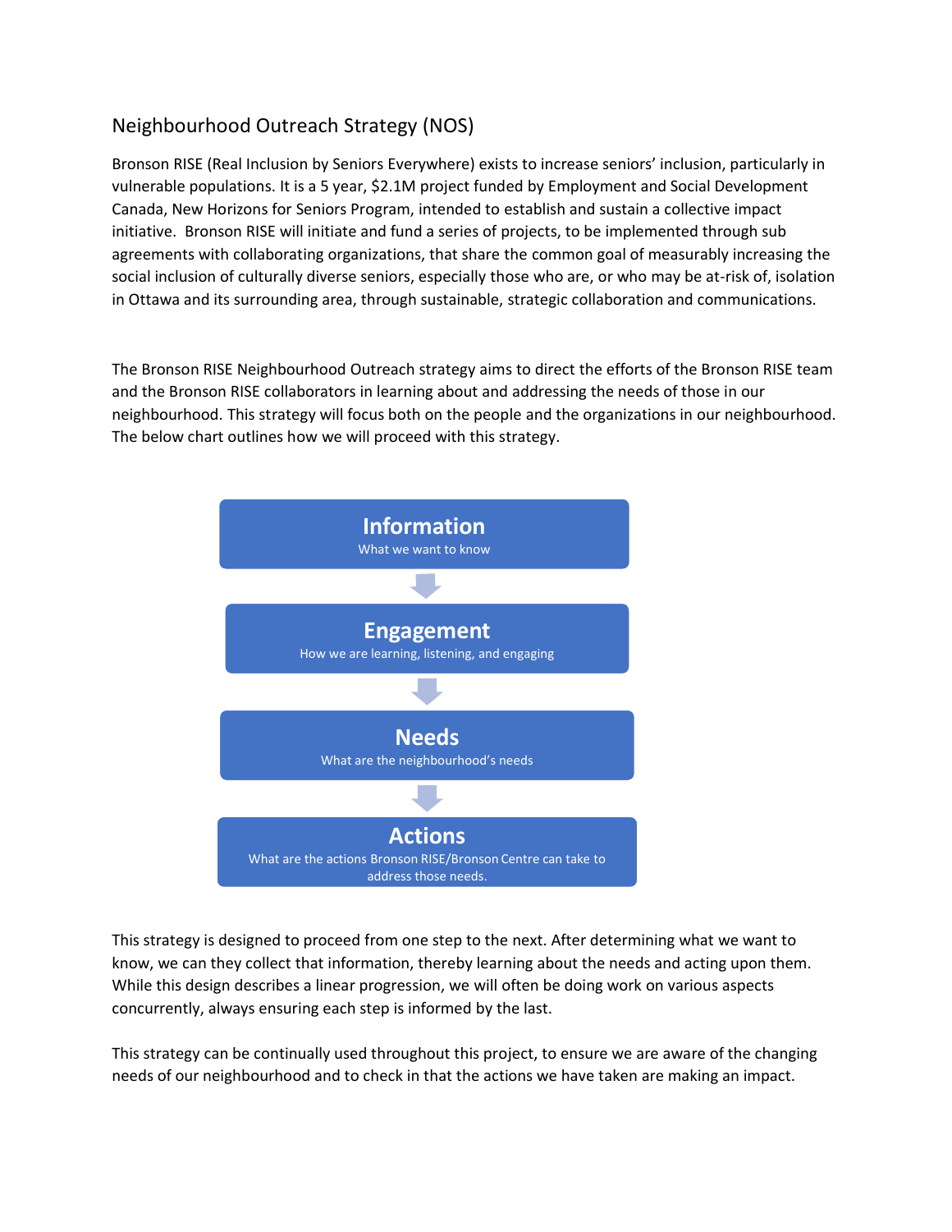# Neighbourhood Outreach Strategy (NOS)

Bronson RISE (Real Inclusion by Seniors Everywhere) exists to increase seniors' inclusion, particularly in vulnerable populations. It is a 5 year, $2.1M project funded by Employment and Social Development Canada, New Horizons for Seniors Program, intended to establish and sustain a collective impact initiative. Bronson RISE will initiate and fund a series of projects, to be implemented through sub agreements with collaborating organizations, that share the common goal of measurably increasing the social inclusion of culturally diverse seniors, especially those who are, or who may be at-risk of, isolation in Ottawa and its surrounding area, through sustainable, strategic collaboration and communications.

The Bronson RISE Neighbourhood Outreach strategy aims to direct the efforts of the Bronson RISE team and the Bronson RISE collaborators in learning about and addressing the needs of those in our neighbourhood. This strategy will focus both on the people and the organizations in our neighbourhood. The below chart outlines how we will proceed with this strategy.

**Information**
What we want to know

↓

**Engagement**
How we are learning, listening, and engaging

↓

**Needs**
What are the neighbourhood's needs

↓

**Actions**
What are the actions Bronson RISE/Bronson Centre can take to address those needs.

This strategy is designed to proceed from one step to the next. After determining what we want to know, we can they collect that information, thereby learning about the needs and acting upon them. While this design describes a linear progression, we will often be doing work on various aspects concurrently, always ensuring each step is informed by the last.

This strategy can be continually used throughout this project, to ensure we are aware of the changing needs of our neighbourhood and to check in that the actions we have taken are making an impact.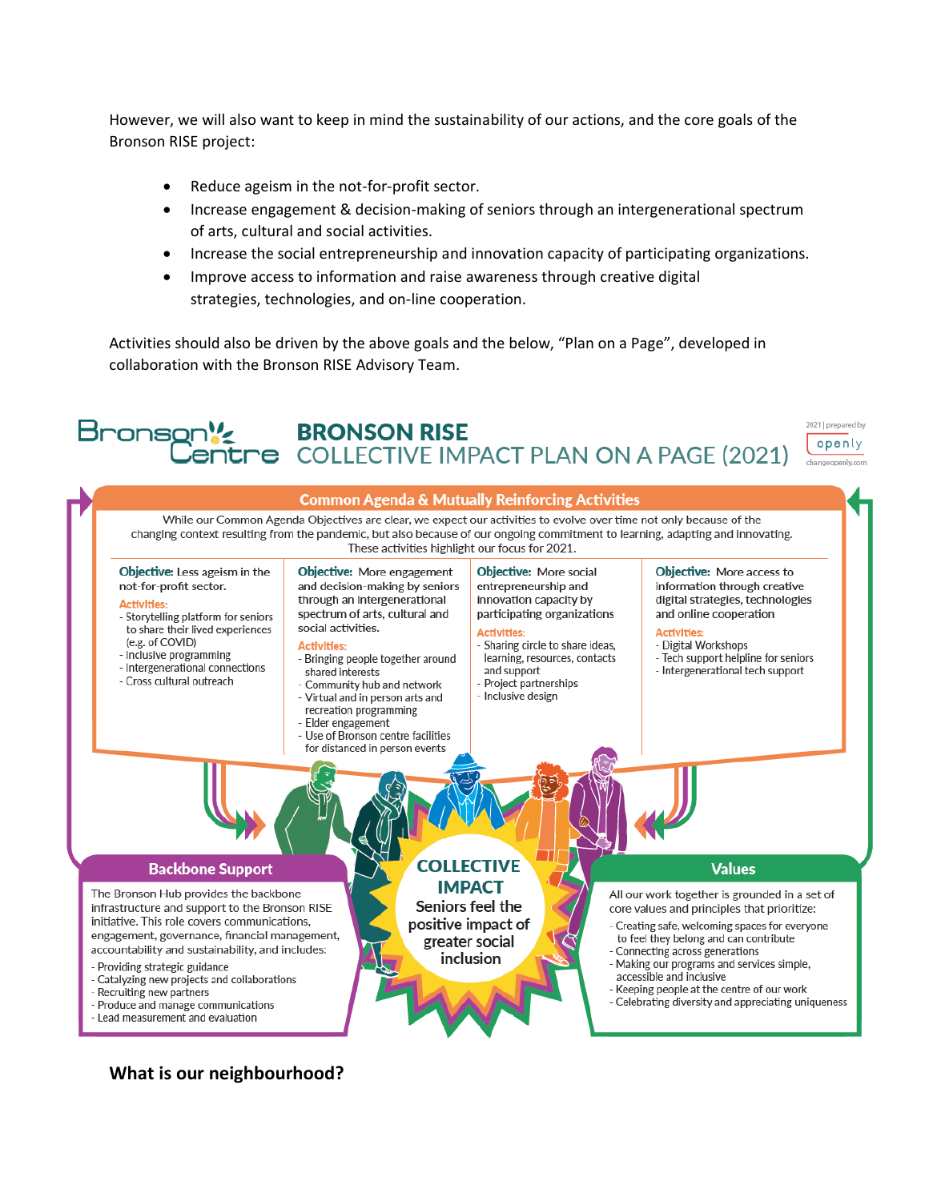However, we will also want to keep in mind the sustainability of our actions, and the core goals of the Bronson RISE project:

- Reduce ageism in the not-for-profit sector.
- Increase engagement & decision-making of seniors through an intergenerational spectrum of arts, cultural and social activities.
- Increase the social entrepreneurship and innovation capacity of participating organizations.
- Improve access to information and raise awareness through creative digital strategies, technologies, and on-line cooperation.

Activities should also be driven by the above goals and the below, "Plan on a Page", developed in collaboration with the Bronson RISE Advisory Team.

Bronson Centre

## BRONSON RISE
## COLLECTIVE IMPACT PLAN ON A PAGE (2021)

2021 | prepared by openly changeopenly.com

### Common Agenda & Mutually Reinforcing Activities

While our Common Agenda Objectives are clear, we expect our activities to evolve over time not only because of the changing context resulting from the pandemic, but also because of our ongoing commitment to learning, adapting and innovating. These activities highlight our focus for 2021.

**Objective:** Less ageism in the not-for-profit sector.

**Activities:**
- Storytelling platform for seniors to share their lived experiences (e.g. of COVID)
- Inclusive programming
- Intergenerational connections
- Cross cultural outreach

**Objective:** More engagement and decision-making by seniors through an intergenerational spectrum of arts, cultural and social activities.

**Activities:**
- Bringing people together around shared interests
- Community hub and network
- Virtual and in person arts and recreation programming
- Elder engagement
- Use of Bronson centre facilities for distanced in person events

**Objective:** More social entrepreneurship and innovation capacity by participating organizations

**Activities:**
- Sharing circle to share ideas, learning, resources, contacts and support
- Project partnerships
- Inclusive design

**Objective:** More access to information through creative digital strategies, technologies and online cooperation

**Activities:**
- Digital Workshops
- Tech support helpline for seniors
- Intergenerational tech support

### Backbone Support

The Bronson Hub provides the backbone infrastructure and support to the Bronson RISE initiative. This role covers communications, engagement, governance, financial management, accountability and sustainability, and includes:

- Providing strategic guidance
- Catalyzing new projects and collaborations
- Recruiting new partners
- Produce and manage communications
- Lead measurement and evaluation

### COLLECTIVE IMPACT

Seniors feel the positive impact of greater social inclusion

### Values

All our work together is grounded in a set of core values and principles that prioritize:

- Creating safe, welcoming spaces for everyone to feel they belong and can contribute
- Connecting across generations
- Making our programs and services simple, accessible and inclusive
- Keeping people at the centre of our work
- Celebrating diversity and appreciating uniqueness

## What is our neighbourhood?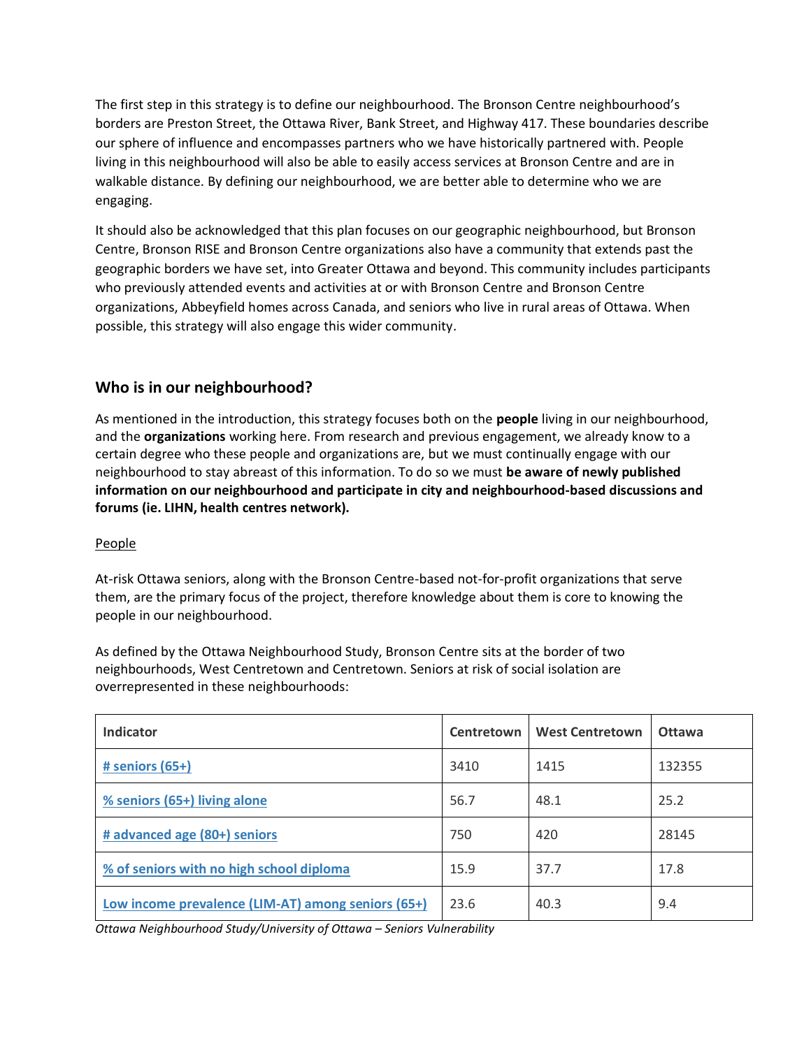The first step in this strategy is to define our neighbourhood. The Bronson Centre neighbourhood's borders are Preston Street, the Ottawa River, Bank Street, and Highway 417. These boundaries describe our sphere of influence and encompasses partners who we have historically partnered with. People living in this neighbourhood will also be able to easily access services at Bronson Centre and are in walkable distance. By defining our neighbourhood, we are better able to determine who we are engaging.

It should also be acknowledged that this plan focuses on our geographic neighbourhood, but Bronson Centre, Bronson RISE and Bronson Centre organizations also have a community that extends past the geographic borders we have set, into Greater Ottawa and beyond. This community includes participants who previously attended events and activities at or with Bronson Centre and Bronson Centre organizations, Abbeyfield homes across Canada, and seniors who live in rural areas of Ottawa. When possible, this strategy will also engage this wider community.

## Who is in our neighbourhood?

As mentioned in the introduction, this strategy focuses both on the **people** living in our neighbourhood, and the **organizations** working here. From research and previous engagement, we already know to a certain degree who these people and organizations are, but we must continually engage with our neighbourhood to stay abreast of this information. To do so we must **be aware of newly published information on our neighbourhood and participate in city and neighbourhood-based discussions and forums (ie. LIHN, health centres network).**

People

At-risk Ottawa seniors, along with the Bronson Centre-based not-for-profit organizations that serve them, are the primary focus of the project, therefore knowledge about them is core to knowing the people in our neighbourhood.

As defined by the Ottawa Neighbourhood Study, Bronson Centre sits at the border of two neighbourhoods, West Centretown and Centretown. Seniors at risk of social isolation are overrepresented in these neighbourhoods:

| Indicator | Centretown | West Centretown | Ottawa |
|---|---|---|---|
| # seniors (65+) | 3410 | 1415 | 132355 |
| % seniors (65+) living alone | 56.7 | 48.1 | 25.2 |
| # advanced age (80+) seniors | 750 | 420 | 28145 |
| % of seniors with no high school diploma | 15.9 | 37.7 | 17.8 |
| Low income prevalence (LIM-AT) among seniors (65+) | 23.6 | 40.3 | 9.4 |

*Ottawa Neighbourhood Study/University of Ottawa – Seniors Vulnerability*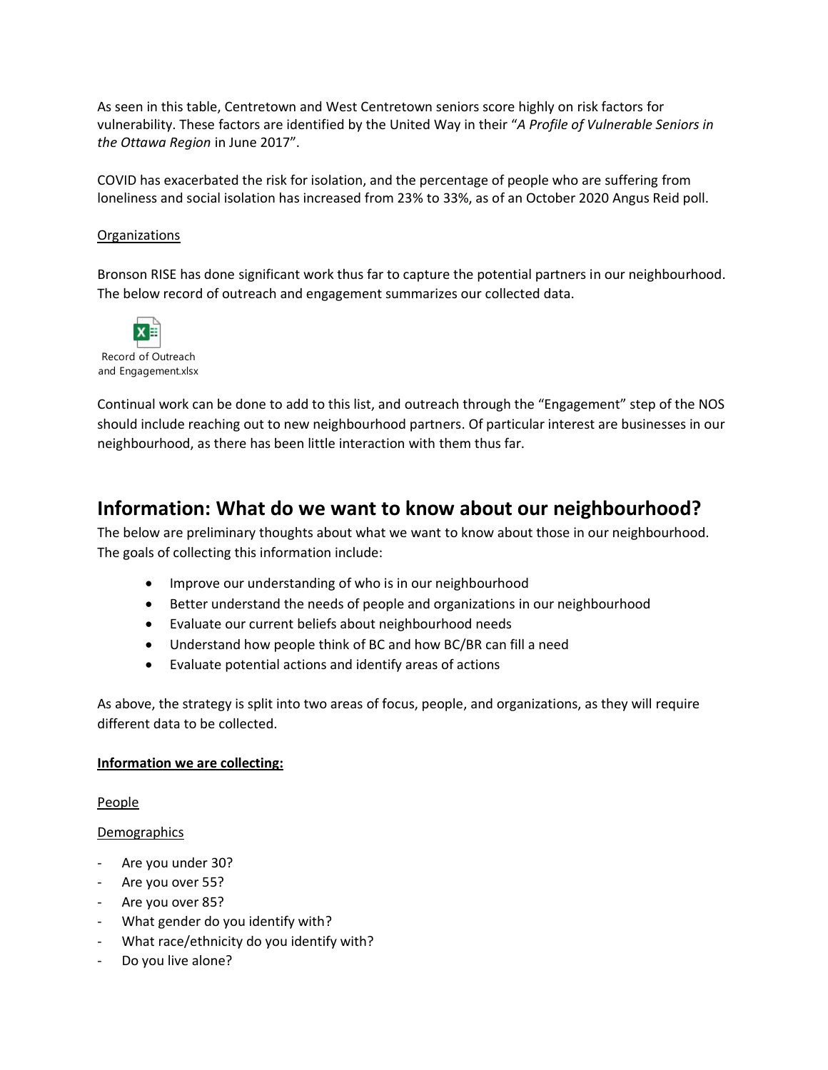As seen in this table, Centretown and West Centretown seniors score highly on risk factors for vulnerability. These factors are identified by the United Way in their "*A Profile of Vulnerable Seniors in the Ottawa Region* in June 2017".

COVID has exacerbated the risk for isolation, and the percentage of people who are suffering from loneliness and social isolation has increased from 23% to 33%, as of an October 2020 Angus Reid poll.

Organizations

Bronson RISE has done significant work thus far to capture the potential partners in our neighbourhood. The below record of outreach and engagement summarizes our collected data.

Record of Outreach and Engagement.xlsx

Continual work can be done to add to this list, and outreach through the "Engagement" step of the NOS should include reaching out to new neighbourhood partners. Of particular interest are businesses in our neighbourhood, as there has been little interaction with them thus far.

## Information: What do we want to know about our neighbourhood?

The below are preliminary thoughts about what we want to know about those in our neighbourhood. The goals of collecting this information include:

- Improve our understanding of who is in our neighbourhood
- Better understand the needs of people and organizations in our neighbourhood
- Evaluate our current beliefs about neighbourhood needs
- Understand how people think of BC and how BC/BR can fill a need
- Evaluate potential actions and identify areas of actions

As above, the strategy is split into two areas of focus, people, and organizations, as they will require different data to be collected.

**Information we are collecting:**

People

Demographics

- Are you under 30?
- Are you over 55?
- Are you over 85?
- What gender do you identify with?
- What race/ethnicity do you identify with?
- Do you live alone?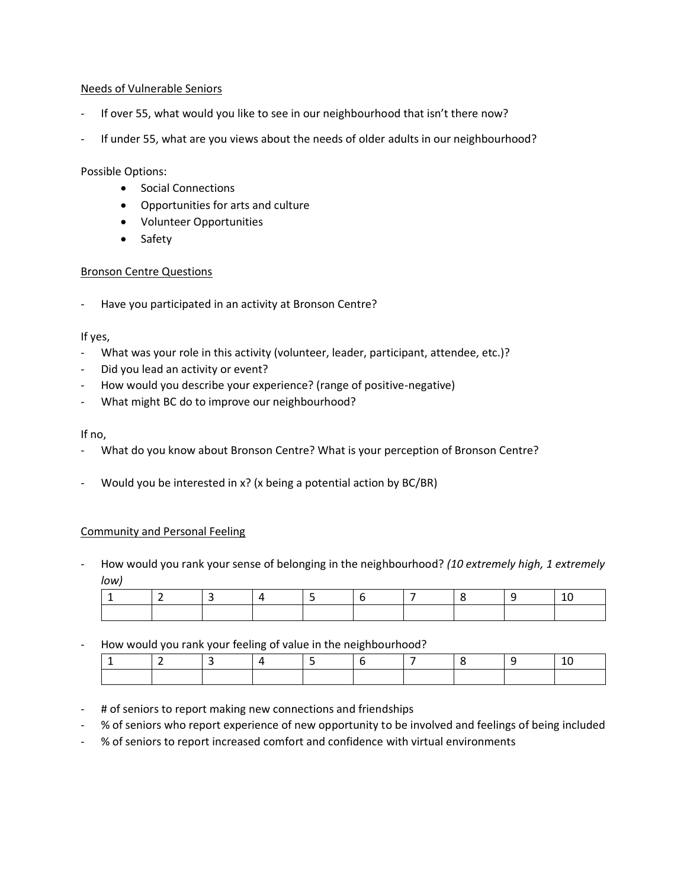Needs of Vulnerable Seniors

- If over 55, what would you like to see in our neighbourhood that isn't there now?
- If under 55, what are you views about the needs of older adults in our neighbourhood?

Possible Options:

- Social Connections
- Opportunities for arts and culture
- Volunteer Opportunities
- Safety

Bronson Centre Questions

- Have you participated in an activity at Bronson Centre?

If yes,

- What was your role in this activity (volunteer, leader, participant, attendee, etc.)?
- Did you lead an activity or event?
- How would you describe your experience? (range of positive-negative)
- What might BC do to improve our neighbourhood?

If no,

- What do you know about Bronson Centre? What is your perception of Bronson Centre?
- Would you be interested in x? (x being a potential action by BC/BR)

Community and Personal Feeling

- How would you rank your sense of belonging in the neighbourhood? *(10 extremely high, 1 extremely low)*

| 1 | 2 | 3 | 4 | 5 | 6 | 7 | 8 | 9 | 10 |
|---|---|---|---|---|---|---|---|---|---|
| | | | | | | | | | |

- How would you rank your feeling of value in the neighbourhood?

| 1 | 2 | 3 | 4 | 5 | 6 | 7 | 8 | 9 | 10 |
|---|---|---|---|---|---|---|---|---|---|
| | | | | | | | | | |

- # of seniors to report making new connections and friendships
- % of seniors who report experience of new opportunity to be involved and feelings of being included
- % of seniors to report increased comfort and confidence with virtual environments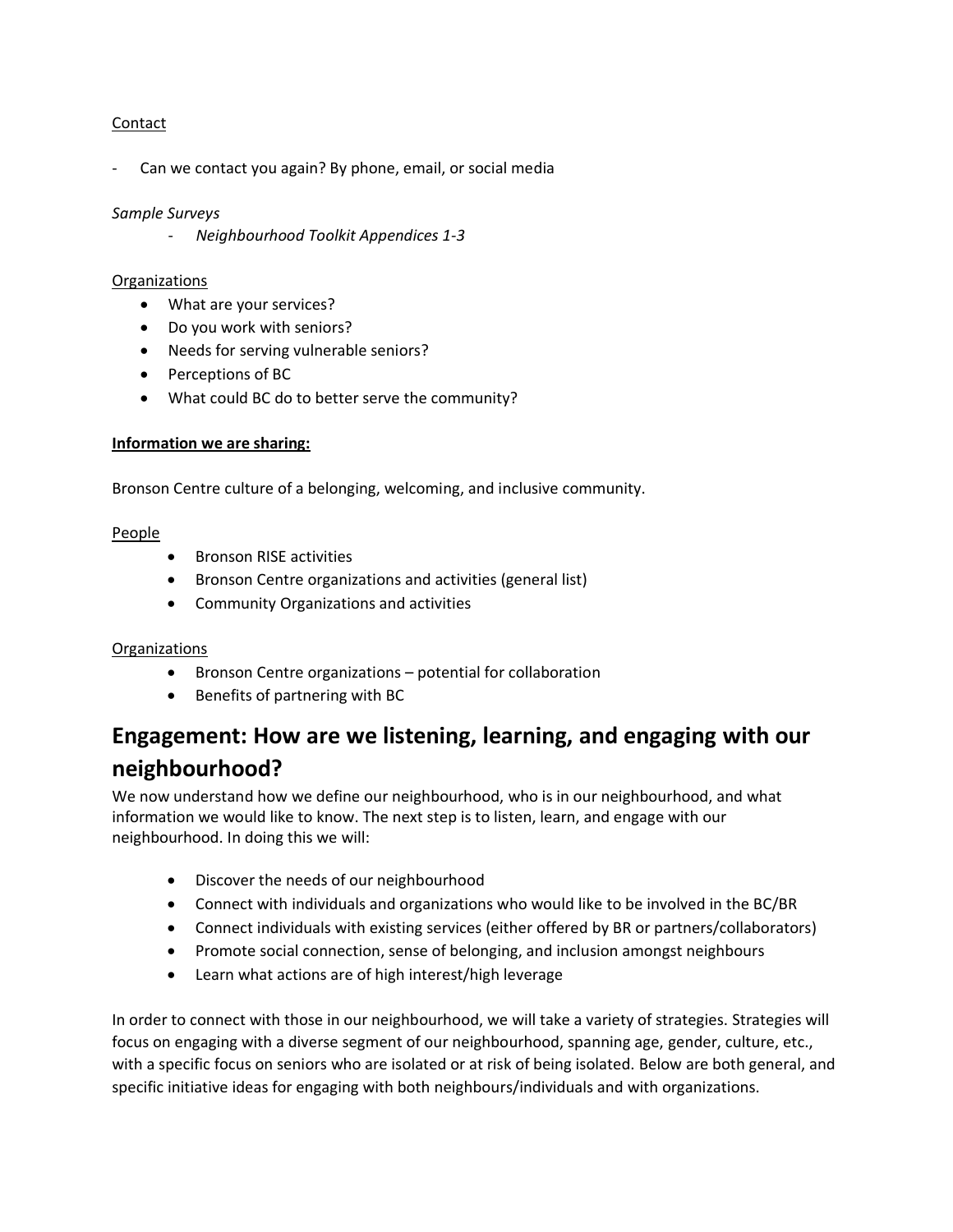Contact

- Can we contact you again? By phone, email, or social media

*Sample Surveys*

- *Neighbourhood Toolkit Appendices 1-3*

Organizations

- What are your services?
- Do you work with seniors?
- Needs for serving vulnerable seniors?
- Perceptions of BC
- What could BC do to better serve the community?

**Information we are sharing:**

Bronson Centre culture of a belonging, welcoming, and inclusive community.

People

- Bronson RISE activities
- Bronson Centre organizations and activities (general list)
- Community Organizations and activities

Organizations

- Bronson Centre organizations – potential for collaboration
- Benefits of partnering with BC

## Engagement: How are we listening, learning, and engaging with our neighbourhood?

We now understand how we define our neighbourhood, who is in our neighbourhood, and what information we would like to know. The next step is to listen, learn, and engage with our neighbourhood. In doing this we will:

- Discover the needs of our neighbourhood
- Connect with individuals and organizations who would like to be involved in the BC/BR
- Connect individuals with existing services (either offered by BR or partners/collaborators)
- Promote social connection, sense of belonging, and inclusion amongst neighbours
- Learn what actions are of high interest/high leverage

In order to connect with those in our neighbourhood, we will take a variety of strategies. Strategies will focus on engaging with a diverse segment of our neighbourhood, spanning age, gender, culture, etc., with a specific focus on seniors who are isolated or at risk of being isolated. Below are both general, and specific initiative ideas for engaging with both neighbours/individuals and with organizations.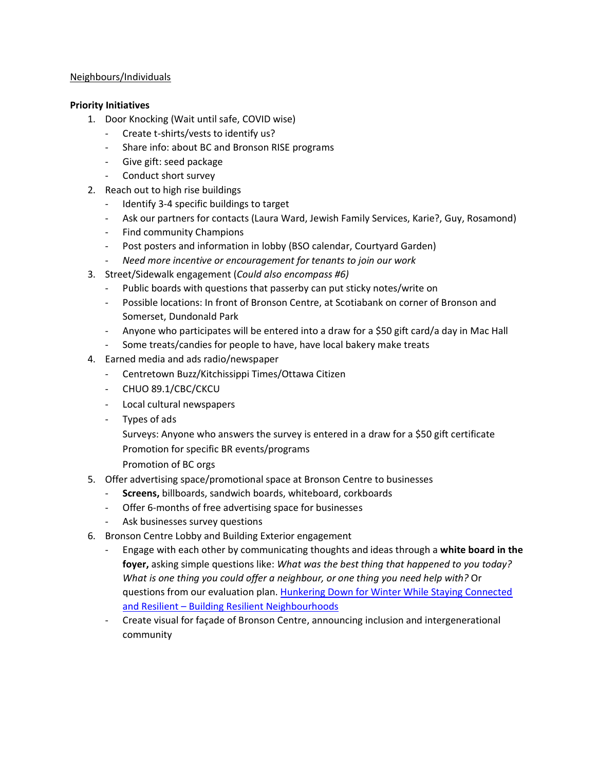Neighbours/Individuals

**Priority Initiatives**

1. Door Knocking (Wait until safe, COVID wise)
   - Create t-shirts/vests to identify us?
   - Share info: about BC and Bronson RISE programs
   - Give gift: seed package
   - Conduct short survey
2. Reach out to high rise buildings
   - Identify 3-4 specific buildings to target
   - Ask our partners for contacts (Laura Ward, Jewish Family Services, Karie?, Guy, Rosamond)
   - Find community Champions
   - Post posters and information in lobby (BSO calendar, Courtyard Garden)
   - *Need more incentive or encouragement for tenants to join our work*
3. Street/Sidewalk engagement (*Could also encompass #6)*
   - Public boards with questions that passerby can put sticky notes/write on
   - Possible locations: In front of Bronson Centre, at Scotiabank on corner of Bronson and Somerset, Dundonald Park
   - Anyone who participates will be entered into a draw for a $50 gift card/a day in Mac Hall
   - Some treats/candies for people to have, have local bakery make treats
4. Earned media and ads radio/newspaper
   - Centretown Buzz/Kitchissippi Times/Ottawa Citizen
   - CHUO 89.1/CBC/CKCU
   - Local cultural newspapers
   - Types of ads

     Surveys: Anyone who answers the survey is entered in a draw for a $50 gift certificate

     Promotion for specific BR events/programs

     Promotion of BC orgs
5. Offer advertising space/promotional space at Bronson Centre to businesses
   - **Screens,** billboards, sandwich boards, whiteboard, corkboards
   - Offer 6-months of free advertising space for businesses
   - Ask businesses survey questions
6. Bronson Centre Lobby and Building Exterior engagement
   - Engage with each other by communicating thoughts and ideas through a **white board in the foyer,** asking simple questions like: *What was the best thing that happened to you today? What is one thing you could offer a neighbour, or one thing you need help with?* Or questions from our evaluation plan. [Hunkering Down for Winter While Staying Connected and Resilient – Building Resilient Neighbourhoods]()
   - Create visual for façade of Bronson Centre, announcing inclusion and intergenerational community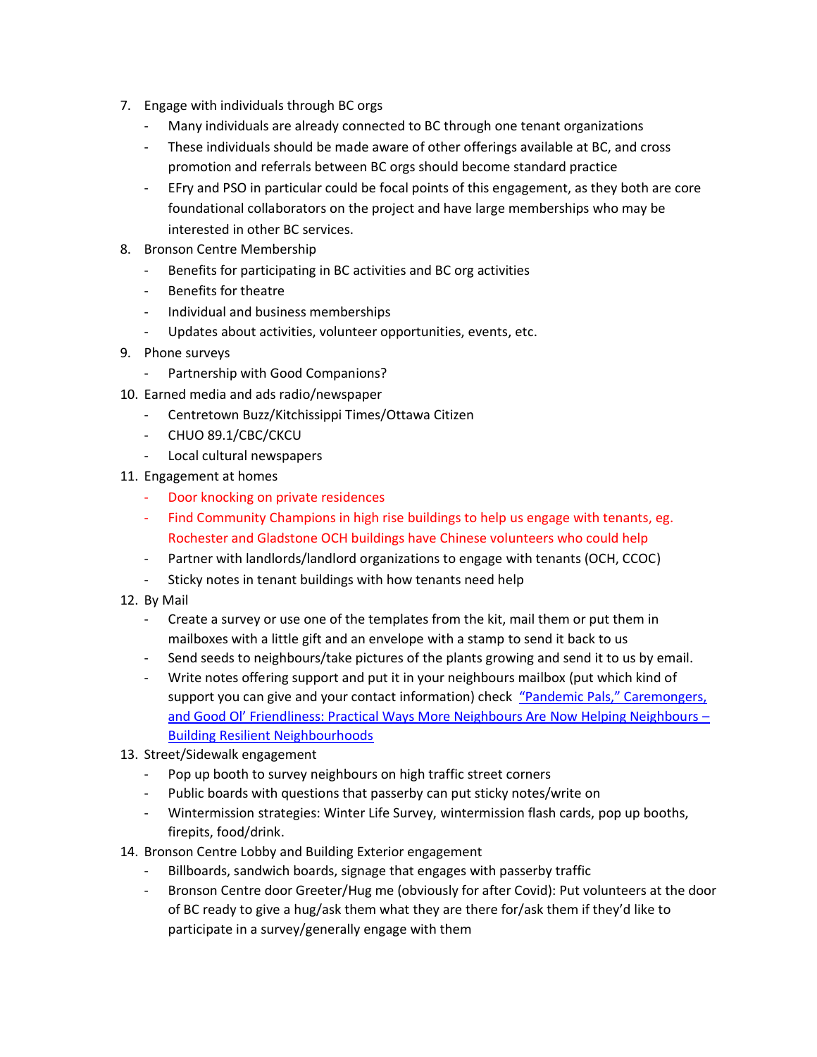7. Engage with individuals through BC orgs
    - Many individuals are already connected to BC through one tenant organizations
    - These individuals should be made aware of other offerings available at BC, and cross promotion and referrals between BC orgs should become standard practice
    - EFry and PSO in particular could be focal points of this engagement, as they both are core foundational collaborators on the project and have large memberships who may be interested in other BC services.
8. Bronson Centre Membership
    - Benefits for participating in BC activities and BC org activities
    - Benefits for theatre
    - Individual and business memberships
    - Updates about activities, volunteer opportunities, events, etc.
9. Phone surveys
    - Partnership with Good Companions?
10. Earned media and ads radio/newspaper
    - Centretown Buzz/Kitchissippi Times/Ottawa Citizen
    - CHUO 89.1/CBC/CKCU
    - Local cultural newspapers
11. Engagement at homes
    - Door knocking on private residences
    - Find Community Champions in high rise buildings to help us engage with tenants, eg. Rochester and Gladstone OCH buildings have Chinese volunteers who could help
    - Partner with landlords/landlord organizations to engage with tenants (OCH, CCOC)
    - Sticky notes in tenant buildings with how tenants need help
12. By Mail
    - Create a survey or use one of the templates from the kit, mail them or put them in mailboxes with a little gift and an envelope with a stamp to send it back to us
    - Send seeds to neighbours/take pictures of the plants growing and send it to us by email.
    - Write notes offering support and put it in your neighbours mailbox (put which kind of support you can give and your contact information) check "Pandemic Pals," Caremongers, and Good Ol' Friendliness: Practical Ways More Neighbours Are Now Helping Neighbours – Building Resilient Neighbourhoods
13. Street/Sidewalk engagement
    - Pop up booth to survey neighbours on high traffic street corners
    - Public boards with questions that passerby can put sticky notes/write on
    - Wintermission strategies: Winter Life Survey, wintermission flash cards, pop up booths, firepits, food/drink.
14. Bronson Centre Lobby and Building Exterior engagement
    - Billboards, sandwich boards, signage that engages with passerby traffic
    - Bronson Centre door Greeter/Hug me (obviously for after Covid): Put volunteers at the door of BC ready to give a hug/ask them what they are there for/ask them if they'd like to participate in a survey/generally engage with them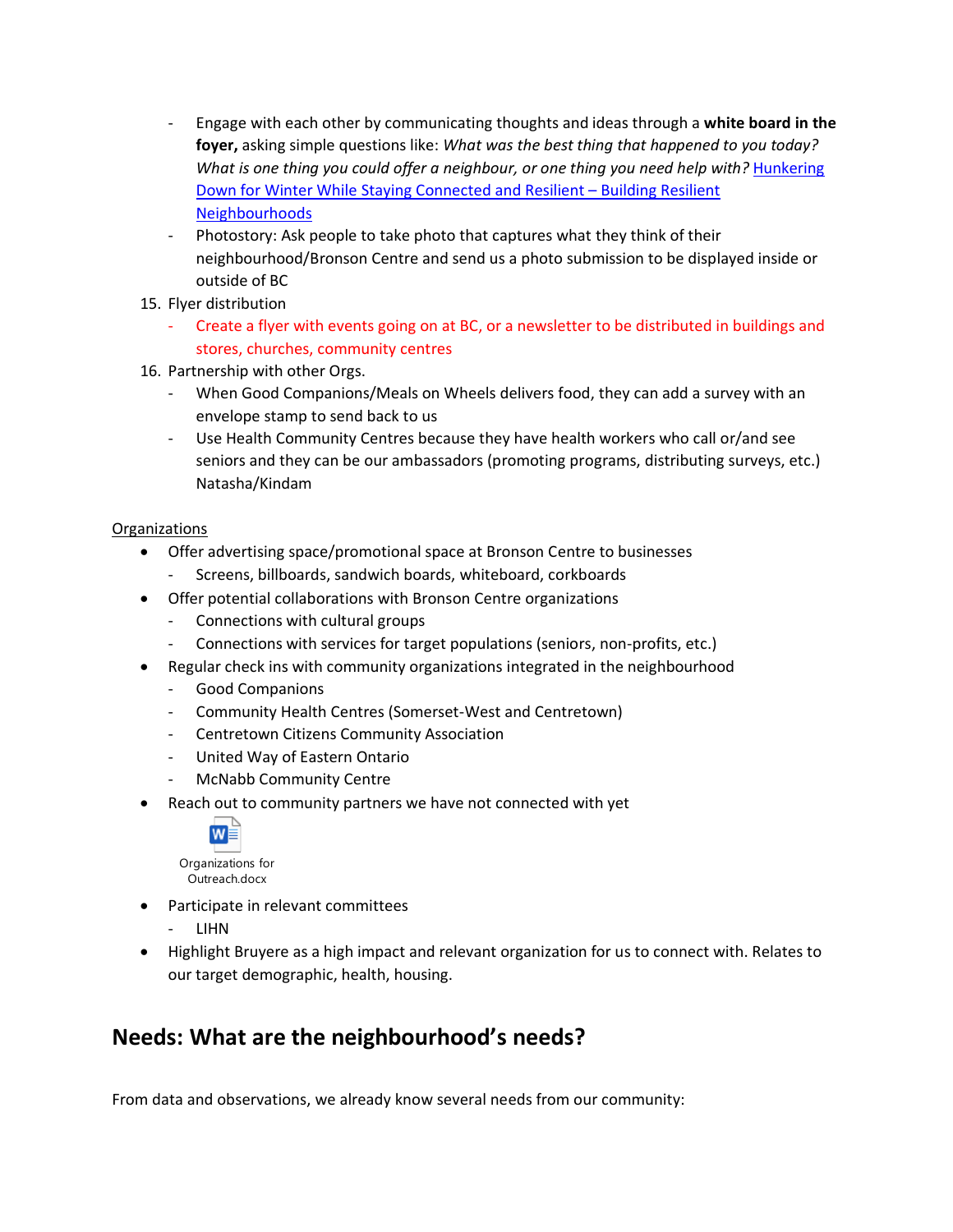- Engage with each other by communicating thoughts and ideas through a **white board in the foyer,** asking simple questions like: *What was the best thing that happened to you today? What is one thing you could offer a neighbour, or one thing you need help with?* [Hunkering Down for Winter While Staying Connected and Resilient – Building Resilient Neighbourhoods]
- Photostory: Ask people to take photo that captures what they think of their neighbourhood/Bronson Centre and send us a photo submission to be displayed inside or outside of BC

15. Flyer distribution
    - Create a flyer with events going on at BC, or a newsletter to be distributed in buildings and stores, churches, community centres
16. Partnership with other Orgs.
    - When Good Companions/Meals on Wheels delivers food, they can add a survey with an envelope stamp to send back to us
    - Use Health Community Centres because they have health workers who call or/and see seniors and they can be our ambassadors (promoting programs, distributing surveys, etc.) Natasha/Kindam

<u>Organizations</u>

- Offer advertising space/promotional space at Bronson Centre to businesses
  - Screens, billboards, sandwich boards, whiteboard, corkboards
- Offer potential collaborations with Bronson Centre organizations
  - Connections with cultural groups
  - Connections with services for target populations (seniors, non-profits, etc.)
- Regular check ins with community organizations integrated in the neighbourhood
  - Good Companions
  - Community Health Centres (Somerset-West and Centretown)
  - Centretown Citizens Community Association
  - United Way of Eastern Ontario
  - McNabb Community Centre
- Reach out to community partners we have not connected with yet

  Organizations for Outreach.docx

- Participate in relevant committees
  - LIHN
- Highlight Bruyere as a high impact and relevant organization for us to connect with. Relates to our target demographic, health, housing.

## Needs: What are the neighbourhood's needs?

From data and observations, we already know several needs from our community: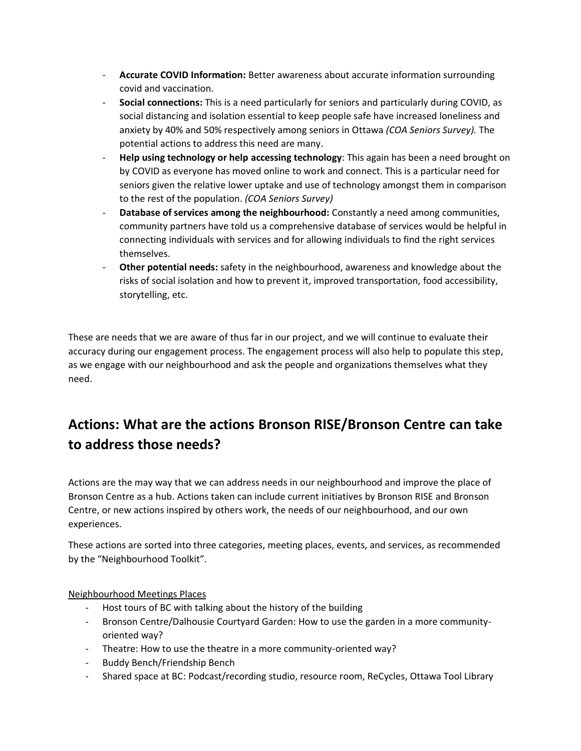- **Accurate COVID Information:** Better awareness about accurate information surrounding covid and vaccination.
- **Social connections:** This is a need particularly for seniors and particularly during COVID, as social distancing and isolation essential to keep people safe have increased loneliness and anxiety by 40% and 50% respectively among seniors in Ottawa *(COA Seniors Survey).* The potential actions to address this need are many.
- **Help using technology or help accessing technology**: This again has been a need brought on by COVID as everyone has moved online to work and connect. This is a particular need for seniors given the relative lower uptake and use of technology amongst them in comparison to the rest of the population. *(COA Seniors Survey)*
- **Database of services among the neighbourhood:** Constantly a need among communities, community partners have told us a comprehensive database of services would be helpful in connecting individuals with services and for allowing individuals to find the right services themselves.
- **Other potential needs:** safety in the neighbourhood, awareness and knowledge about the risks of social isolation and how to prevent it, improved transportation, food accessibility, storytelling, etc.

These are needs that we are aware of thus far in our project, and we will continue to evaluate their accuracy during our engagement process. The engagement process will also help to populate this step, as we engage with our neighbourhood and ask the people and organizations themselves what they need.

## Actions: What are the actions Bronson RISE/Bronson Centre can take to address those needs?

Actions are the may way that we can address needs in our neighbourhood and improve the place of Bronson Centre as a hub. Actions taken can include current initiatives by Bronson RISE and Bronson Centre, or new actions inspired by others work, the needs of our neighbourhood, and our own experiences.

These actions are sorted into three categories, meeting places, events, and services, as recommended by the "Neighbourhood Toolkit".

<u>Neighbourhood Meetings Places</u>

- Host tours of BC with talking about the history of the building
- Bronson Centre/Dalhousie Courtyard Garden: How to use the garden in a more community-oriented way?
- Theatre: How to use the theatre in a more community-oriented way?
- Buddy Bench/Friendship Bench
- Shared space at BC: Podcast/recording studio, resource room, ReCycles, Ottawa Tool Library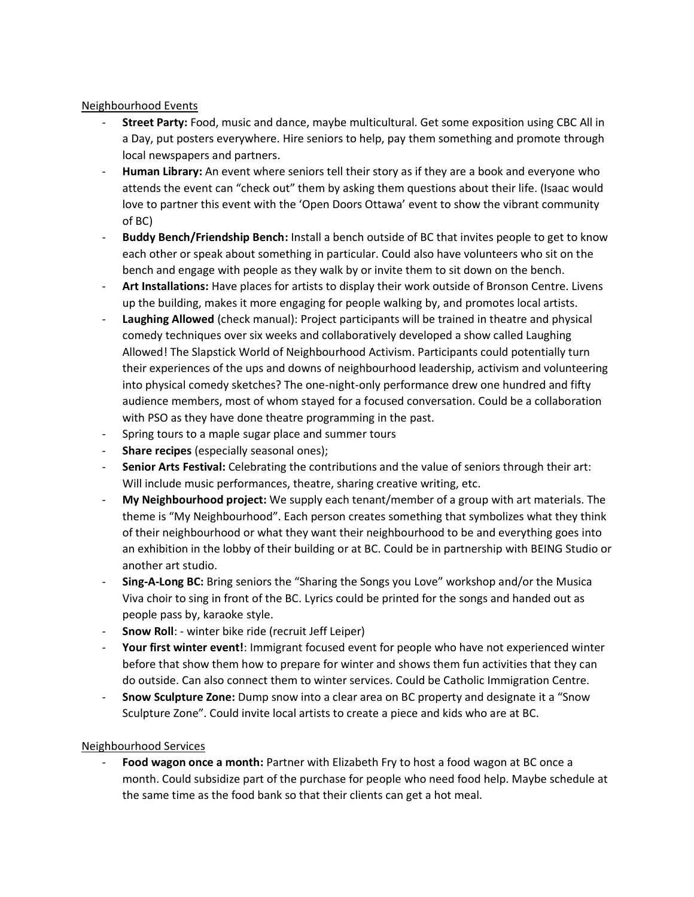Neighbourhood Events

- **Street Party:** Food, music and dance, maybe multicultural. Get some exposition using CBC All in a Day, put posters everywhere. Hire seniors to help, pay them something and promote through local newspapers and partners.
- **Human Library:** An event where seniors tell their story as if they are a book and everyone who attends the event can "check out" them by asking them questions about their life. (Isaac would love to partner this event with the 'Open Doors Ottawa' event to show the vibrant community of BC)
- **Buddy Bench/Friendship Bench:** Install a bench outside of BC that invites people to get to know each other or speak about something in particular. Could also have volunteers who sit on the bench and engage with people as they walk by or invite them to sit down on the bench.
- **Art Installations:** Have places for artists to display their work outside of Bronson Centre. Livens up the building, makes it more engaging for people walking by, and promotes local artists.
- **Laughing Allowed** (check manual): Project participants will be trained in theatre and physical comedy techniques over six weeks and collaboratively developed a show called Laughing Allowed! The Slapstick World of Neighbourhood Activism. Participants could potentially turn their experiences of the ups and downs of neighbourhood leadership, activism and volunteering into physical comedy sketches? The one-night-only performance drew one hundred and fifty audience members, most of whom stayed for a focused conversation. Could be a collaboration with PSO as they have done theatre programming in the past.
- Spring tours to a maple sugar place and summer tours
- **Share recipes** (especially seasonal ones);
- **Senior Arts Festival:** Celebrating the contributions and the value of seniors through their art: Will include music performances, theatre, sharing creative writing, etc.
- **My Neighbourhood project:** We supply each tenant/member of a group with art materials. The theme is "My Neighbourhood". Each person creates something that symbolizes what they think of their neighbourhood or what they want their neighbourhood to be and everything goes into an exhibition in the lobby of their building or at BC. Could be in partnership with BEING Studio or another art studio.
- **Sing-A-Long BC:** Bring seniors the "Sharing the Songs you Love" workshop and/or the Musica Viva choir to sing in front of the BC. Lyrics could be printed for the songs and handed out as people pass by, karaoke style.
- **Snow Roll**: - winter bike ride (recruit Jeff Leiper)
- **Your first winter event!**: Immigrant focused event for people who have not experienced winter before that show them how to prepare for winter and shows them fun activities that they can do outside. Can also connect them to winter services. Could be Catholic Immigration Centre.
- **Snow Sculpture Zone:** Dump snow into a clear area on BC property and designate it a "Snow Sculpture Zone". Could invite local artists to create a piece and kids who are at BC.

Neighbourhood Services

- **Food wagon once a month:** Partner with Elizabeth Fry to host a food wagon at BC once a month. Could subsidize part of the purchase for people who need food help. Maybe schedule at the same time as the food bank so that their clients can get a hot meal.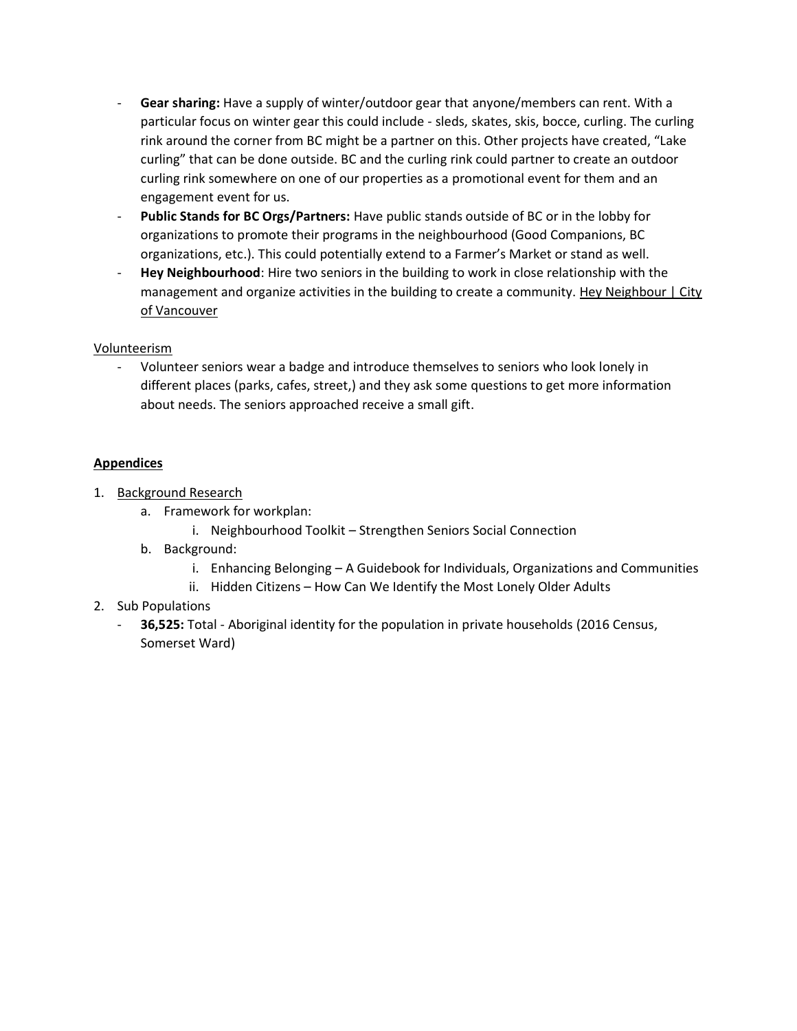- **Gear sharing:** Have a supply of winter/outdoor gear that anyone/members can rent. With a particular focus on winter gear this could include - sleds, skates, skis, bocce, curling. The curling rink around the corner from BC might be a partner on this. Other projects have created, "Lake curling" that can be done outside. BC and the curling rink could partner to create an outdoor curling rink somewhere on one of our properties as a promotional event for them and an engagement event for us.
- **Public Stands for BC Orgs/Partners:** Have public stands outside of BC or in the lobby for organizations to promote their programs in the neighbourhood (Good Companions, BC organizations, etc.). This could potentially extend to a Farmer's Market or stand as well.
- **Hey Neighbourhood**: Hire two seniors in the building to work in close relationship with the management and organize activities in the building to create a community. Hey Neighbour | City of Vancouver

Volunteerism

- Volunteer seniors wear a badge and introduce themselves to seniors who look lonely in different places (parks, cafes, street,) and they ask some questions to get more information about needs. The seniors approached receive a small gift.

**Appendices**

1. Background Research
   a. Framework for workplan:
      i. Neighbourhood Toolkit – Strengthen Seniors Social Connection
   b. Background:
      i. Enhancing Belonging – A Guidebook for Individuals, Organizations and Communities
      ii. Hidden Citizens – How Can We Identify the Most Lonely Older Adults
2. Sub Populations
   - **36,525:** Total - Aboriginal identity for the population in private households (2016 Census, Somerset Ward)